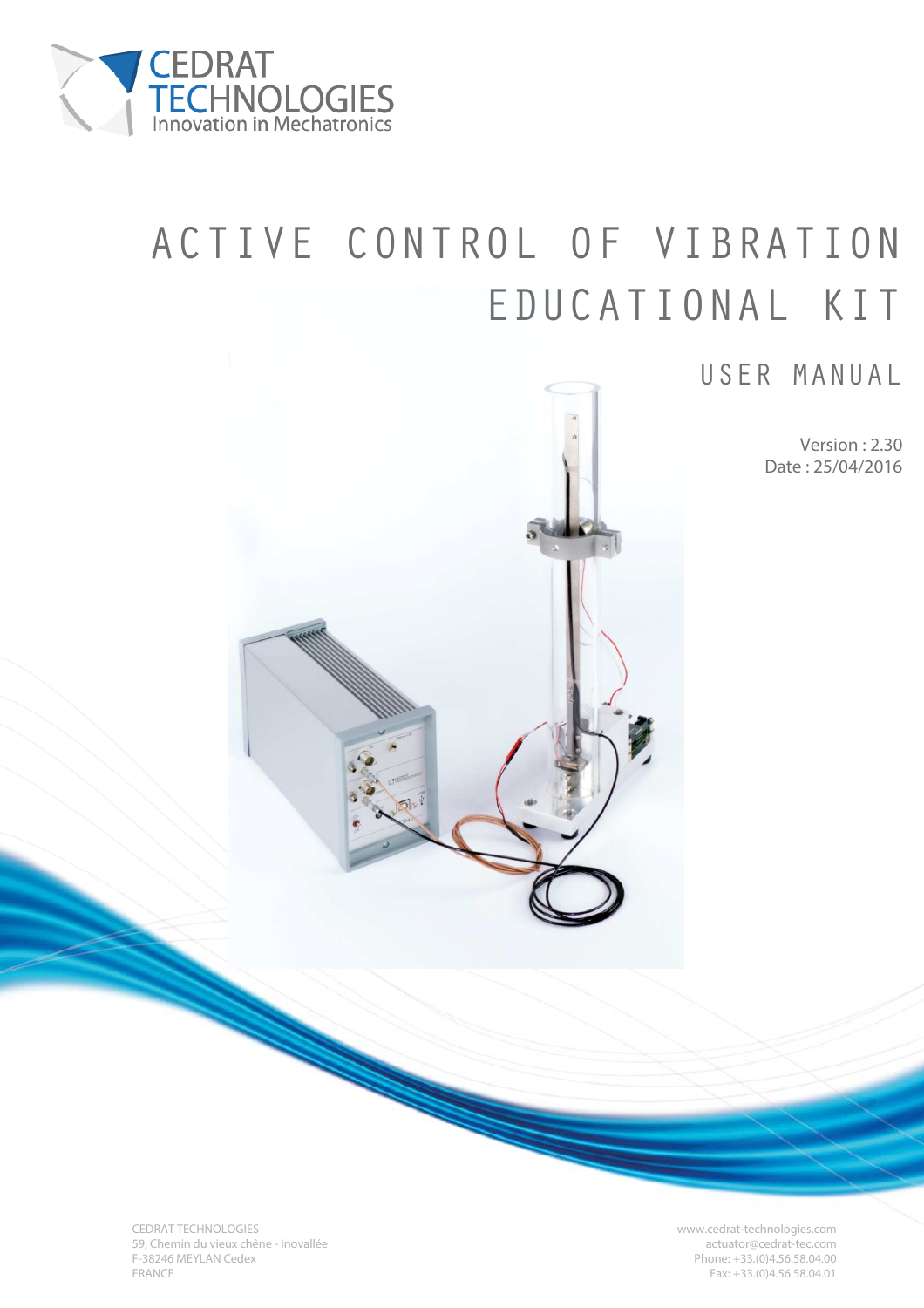CEDRAT TECHNOLOGIES
Innovation in Mechatronics

# ACTIVE CONTROL OF VIBRATION EDUCATIONAL KIT

## USER MANUAL

Version : 2.30
Date : 25/04/2016

CEDRAT TECHNOLOGIES
59, Chemin du vieux chêne - Inovallée
F-38246 MEYLAN Cedex
FRANCE

www.cedrat-technologies.com
actuator@cedrat-tec.com
Phone: +33.(0)4.56.58.04.00
Fax: +33.(0)4.56.58.04.01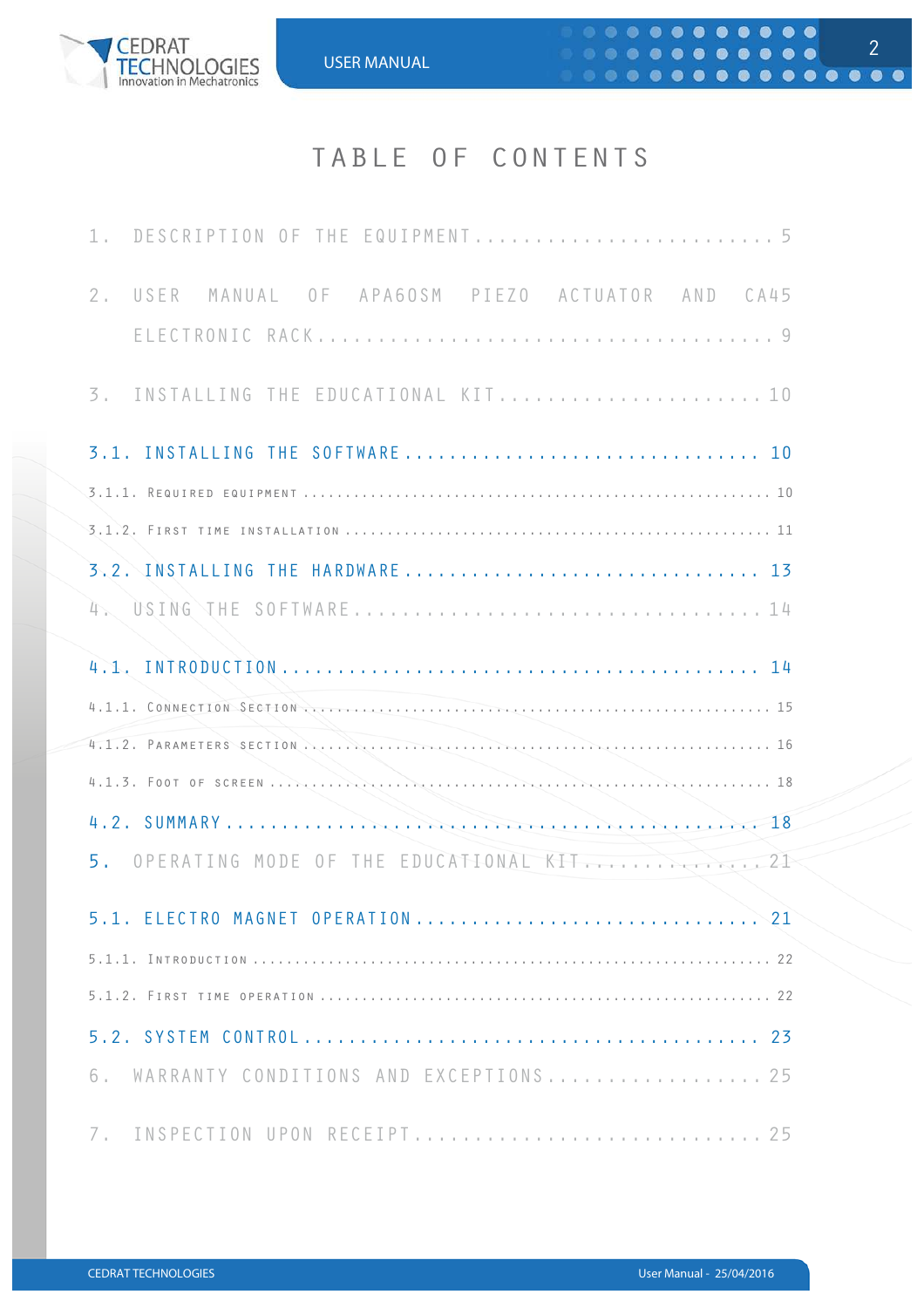# TABLE OF CONTENTS

1. DESCRIPTION OF THE EQUIPMENT .......................... 5

2. USER MANUAL OF APA60SM PIEZO ACTUATOR AND CA45 ELECTRONIC RACK .................................... 9

3. INSTALLING THE EDUCATIONAL KIT ...................... 10

3.1. INSTALLING THE SOFTWARE .............................. 10

3.1.1. Required equipment ..................................................... 10

3.1.2. First time installation ................................................. 11

3.2. INSTALLING THE HARDWARE .............................. 13

4. USING THE SOFTWARE .............................. 14

4.1. INTRODUCTION ........................................ 14

4.1.1. Connection Section ..................................................... 15

4.1.2. Parameters section ..................................................... 16

4.1.3. Foot of screen ............................................................ 18

4.2. SUMMARY ............................................. 18

5. OPERATING MODE OF THE EDUCATIONAL KIT ............... 21

5.1. ELECTRO MAGNET OPERATION ............................ 21

5.1.1. Introduction ............................................................... 22

5.1.2. First time operation .................................................... 22

5.2. SYSTEM CONTROL ...................................... 23

6. WARRANTY CONDITIONS AND EXCEPTIONS ................. 25

7. INSPECTION UPON RECEIPT ............................ 25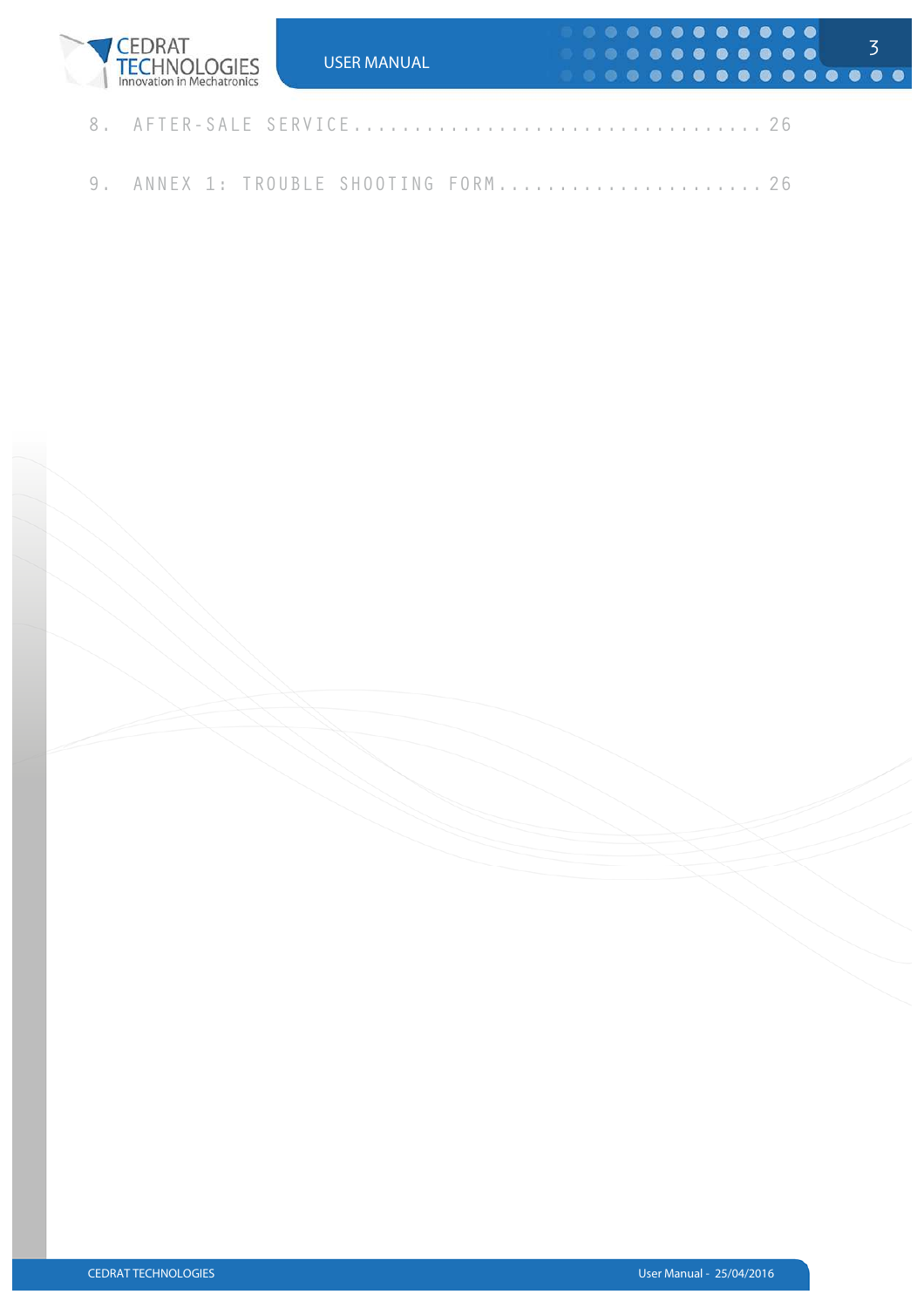8. AFTER-SALE SERVICE.................................26

9. ANNEX 1: TROUBLE SHOOTING FORM......................26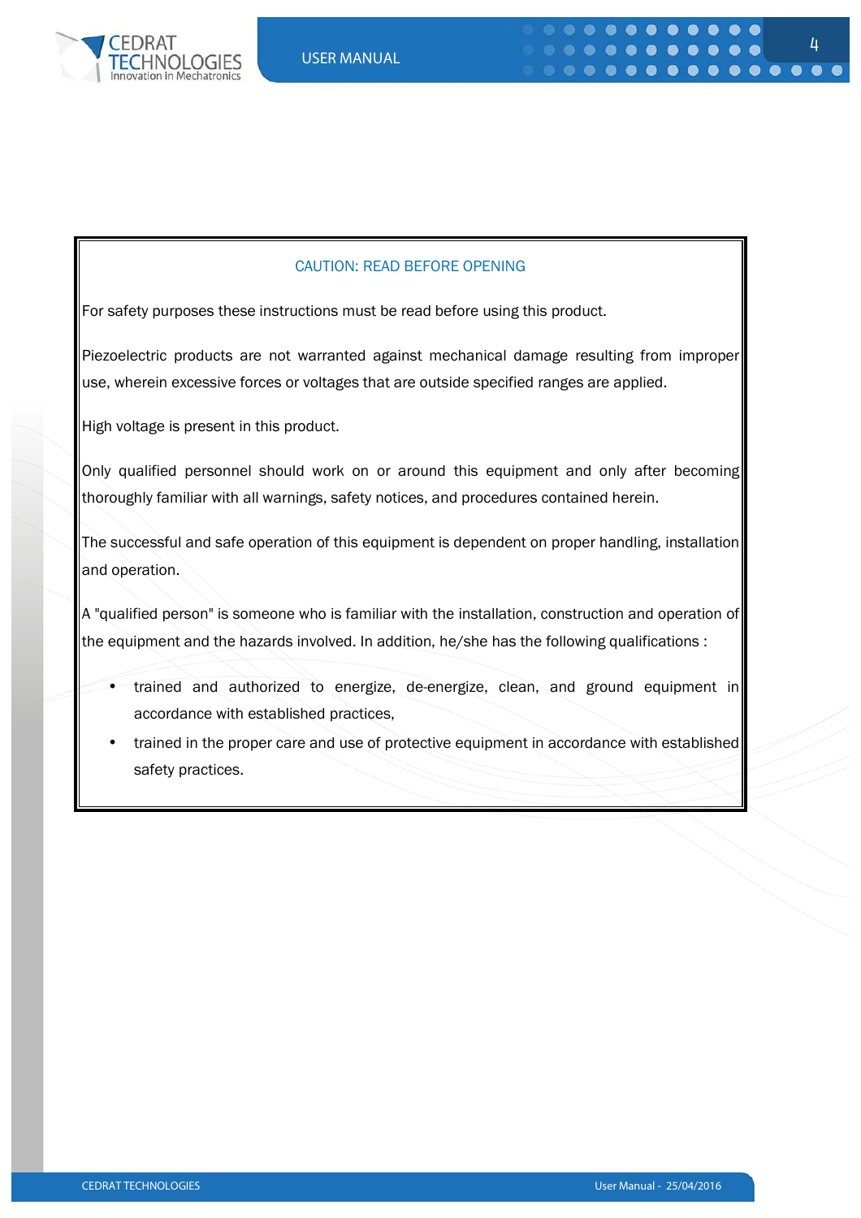## CAUTION: READ BEFORE OPENING

For safety purposes these instructions must be read before using this product.

Piezoelectric products are not warranted against mechanical damage resulting from improper use, wherein excessive forces or voltages that are outside specified ranges are applied.

High voltage is present in this product.

Only qualified personnel should work on or around this equipment and only after becoming thoroughly familiar with all warnings, safety notices, and procedures contained herein.

The successful and safe operation of this equipment is dependent on proper handling, installation and operation.

A "qualified person" is someone who is familiar with the installation, construction and operation of the equipment and the hazards involved. In addition, he/she has the following qualifications :

- trained and authorized to energize, de-energize, clean, and ground equipment in accordance with established practices,
- trained in the proper care and use of protective equipment in accordance with established safety practices.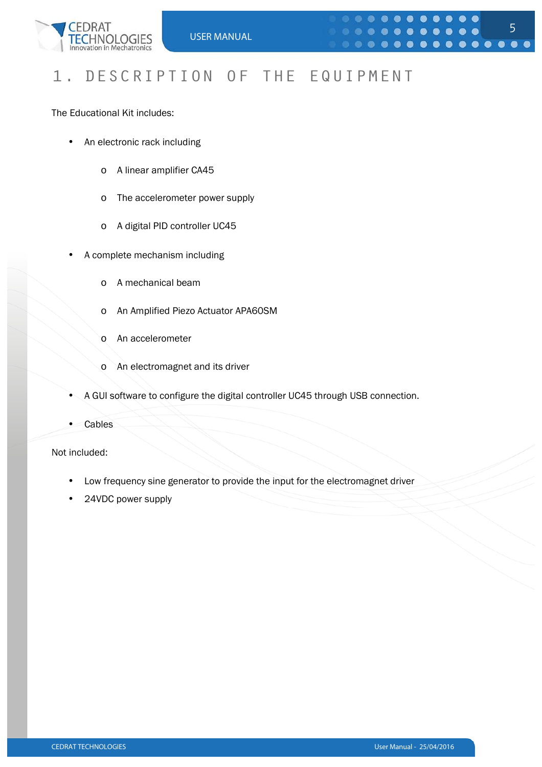# 1. DESCRIPTION OF THE EQUIPMENT

The Educational Kit includes:

- An electronic rack including
  - A linear amplifier CA45
  - The accelerometer power supply
  - A digital PID controller UC45
- A complete mechanism including
  - A mechanical beam
  - An Amplified Piezo Actuator APA60SM
  - An accelerometer
  - An electromagnet and its driver
- A GUI software to configure the digital controller UC45 through USB connection.
- Cables

Not included:

- Low frequency sine generator to provide the input for the electromagnet driver
- 24VDC power supply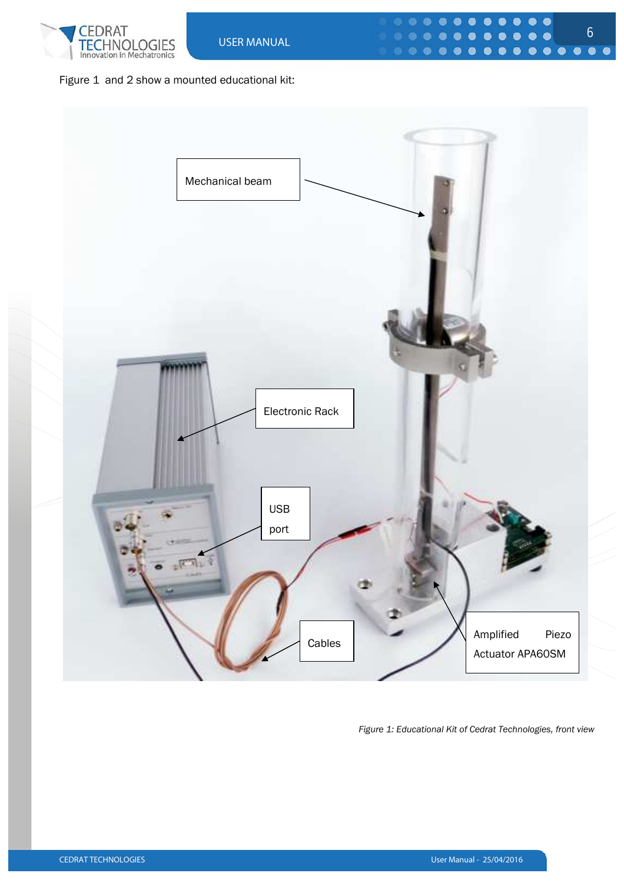Figure 1 and 2 show a mounted educational kit:

Mechanical beam

Electronic Rack

USB port

Cables

Amplified Piezo Actuator APA60SM

*Figure 1: Educational Kit of Cedrat Technologies, front view*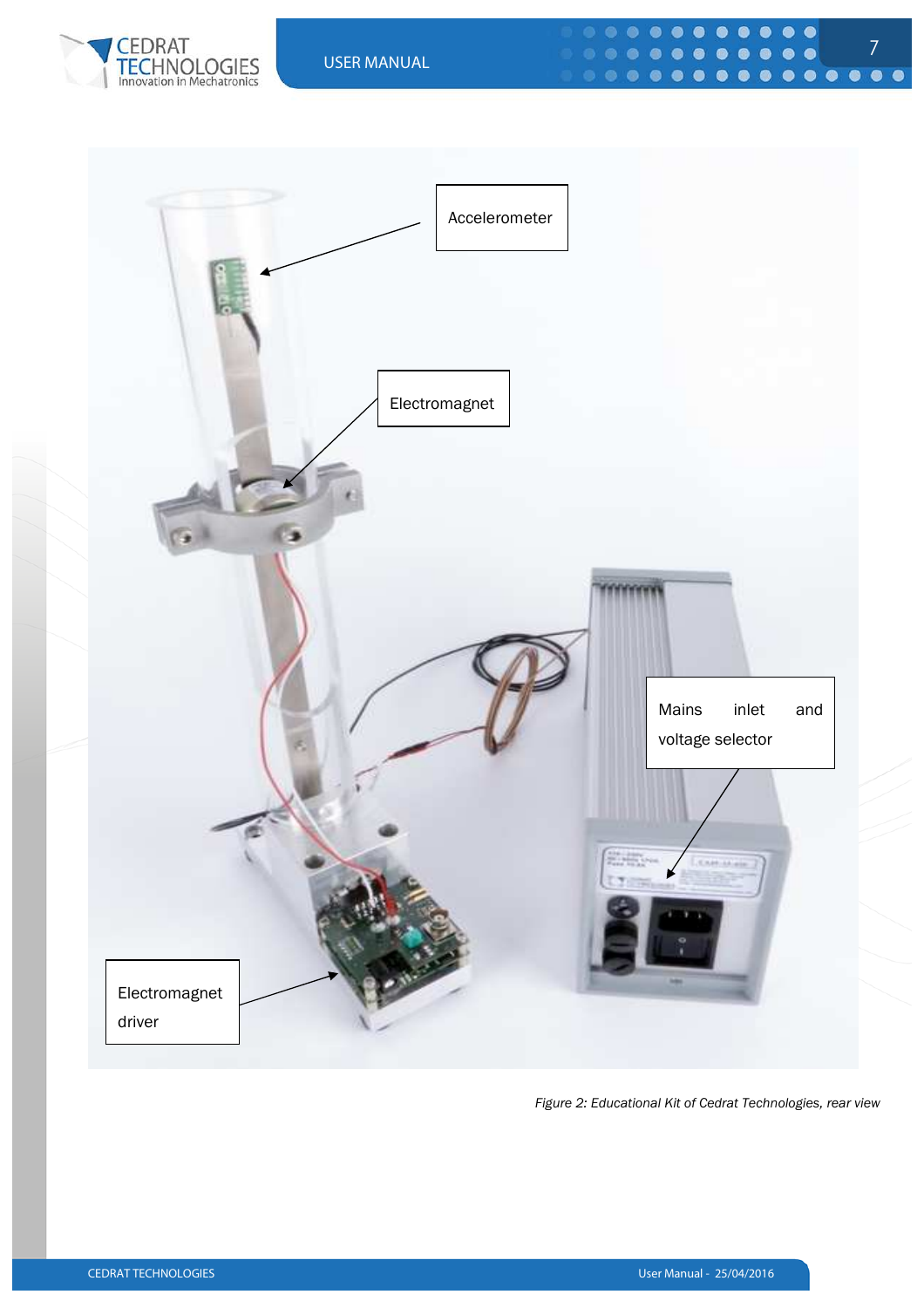Accelerometer

Electromagnet

Mains inlet and voltage selector

Electromagnet driver

*Figure 2: Educational Kit of Cedrat Technologies, rear view*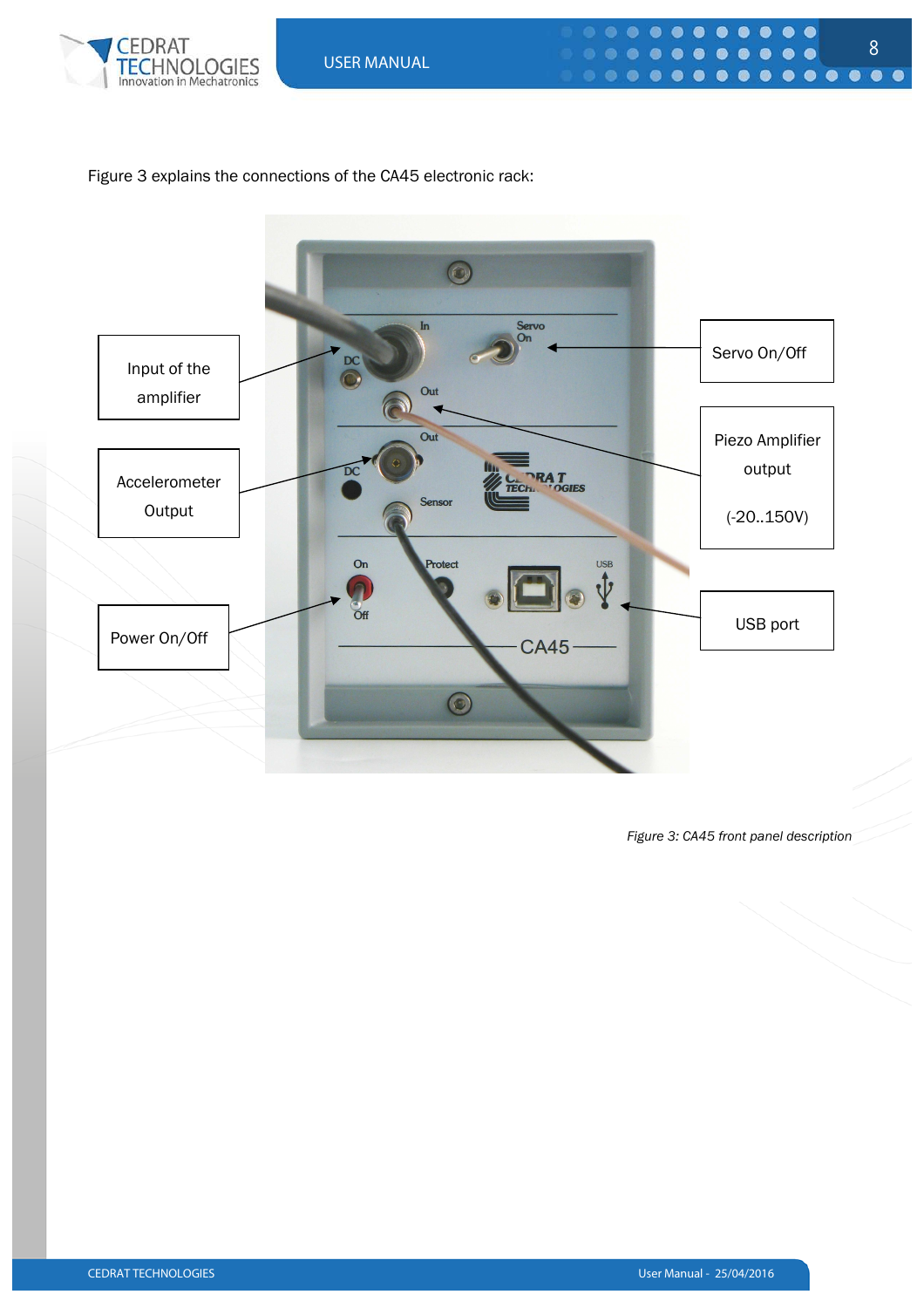Figure 3 explains the connections of the CA45 electronic rack:

Input of the amplifier

Accelerometer Output

Power On/Off

Servo On/Off

Piezo Amplifier output

(-20..150V)

USB port

*Figure 3: CA45 front panel description*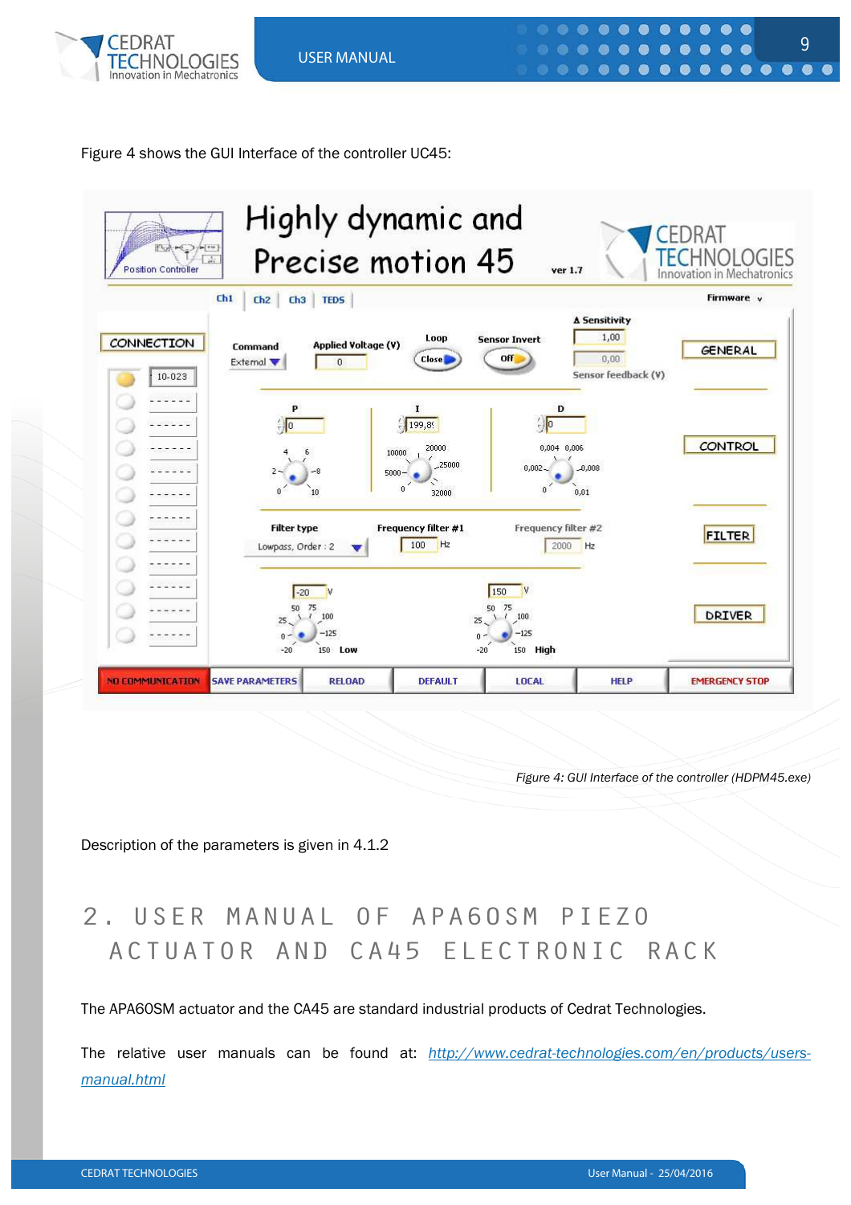Figure 4 shows the GUI Interface of the controller UC45:

*Figure 4: GUI Interface of the controller (HDPM45.exe)*

Description of the parameters is given in 4.1.2

# 2. USER MANUAL OF APA60SM PIEZO ACTUATOR AND CA45 ELECTRONIC RACK

The APA60SM actuator and the CA45 are standard industrial products of Cedrat Technologies.

The relative user manuals can be found at: *http://www.cedrat-technologies.com/en/products/users-manual.html*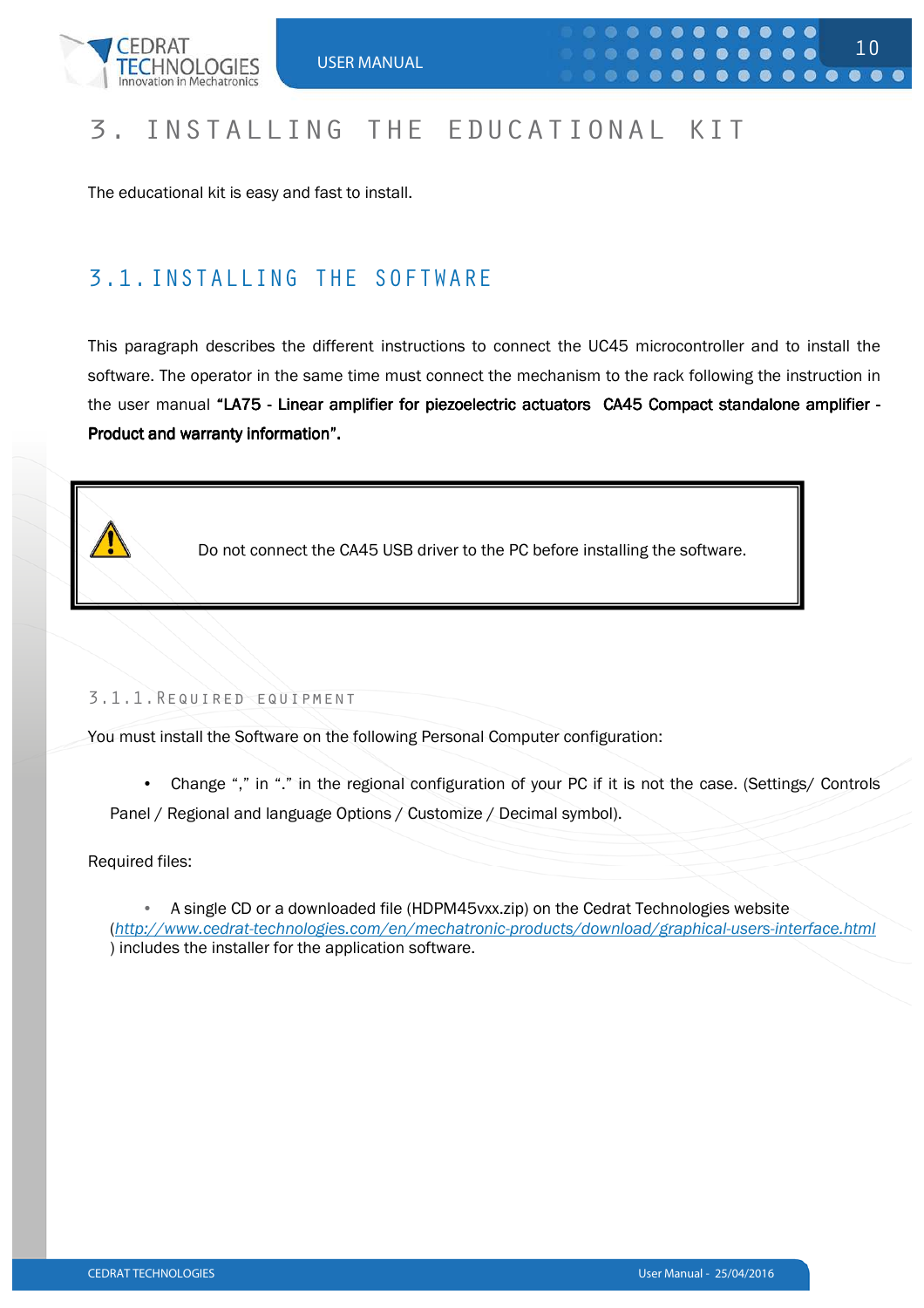# 3. INSTALLING THE EDUCATIONAL KIT

The educational kit is easy and fast to install.

## 3.1. INSTALLING THE SOFTWARE

This paragraph describes the different instructions to connect the UC45 microcontroller and to install the software. The operator in the same time must connect the mechanism to the rack following the instruction in the user manual **"LA75 - Linear amplifier for piezoelectric actuators CA45 Compact standalone amplifier - Product and warranty information".**

> ⚠ Do not connect the CA45 USB driver to the PC before installing the software.

### 3.1.1. Required equipment

You must install the Software on the following Personal Computer configuration:

- Change "," in "." in the regional configuration of your PC if it is not the case. (Settings/ Controls Panel / Regional and language Options / Customize / Decimal symbol).

Required files:

- A single CD or a downloaded file (HDPM45vxx.zip) on the Cedrat Technologies website (*http://www.cedrat-technologies.com/en/mechatronic-products/download/graphical-users-interface.html*) includes the installer for the application software.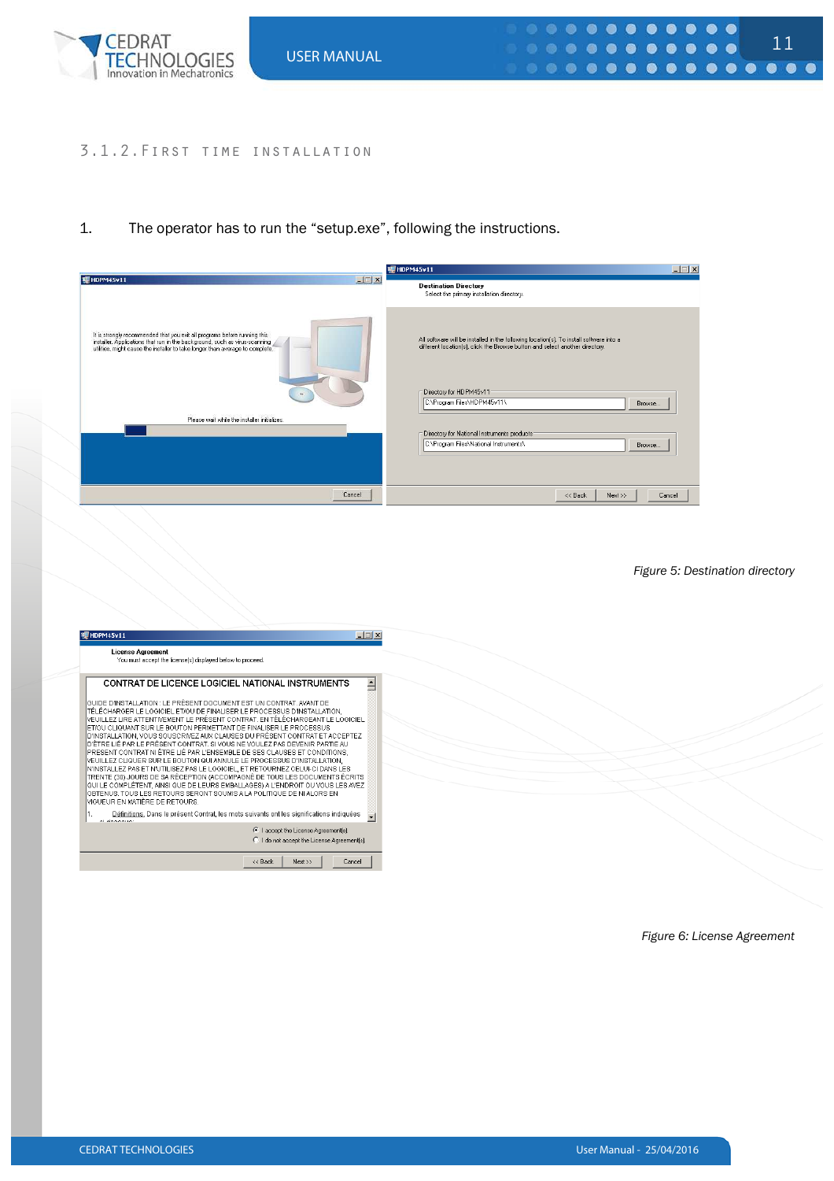### 3.1.2. First time installation

1. The operator has to run the “setup.exe”, following the instructions.

*Figure 5: Destination directory*

*Figure 6: License Agreement*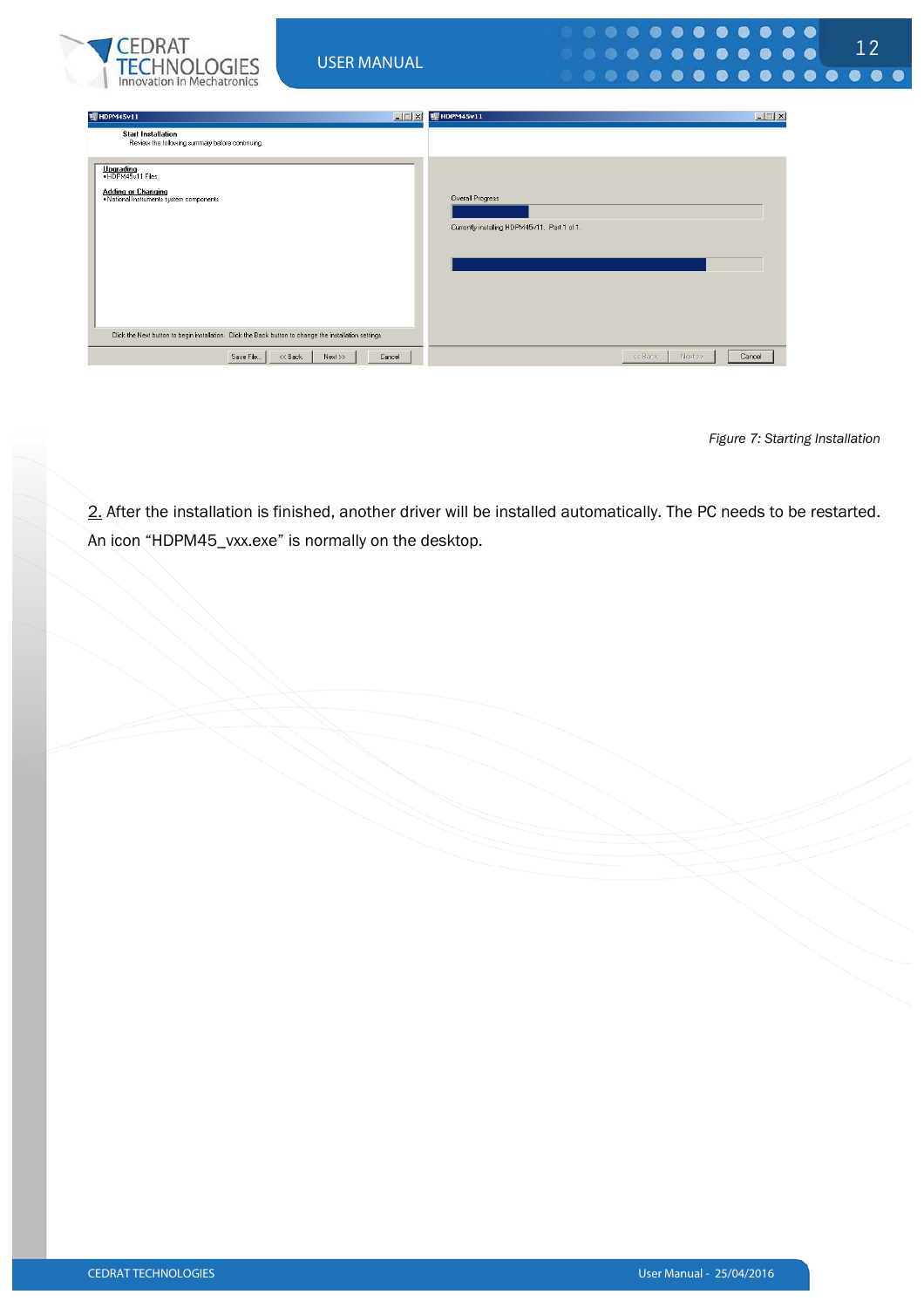*Figure 7: Starting Installation*

2. After the installation is finished, another driver will be installed automatically. The PC needs to be restarted. An icon “HDPM45_vxx.exe” is normally on the desktop.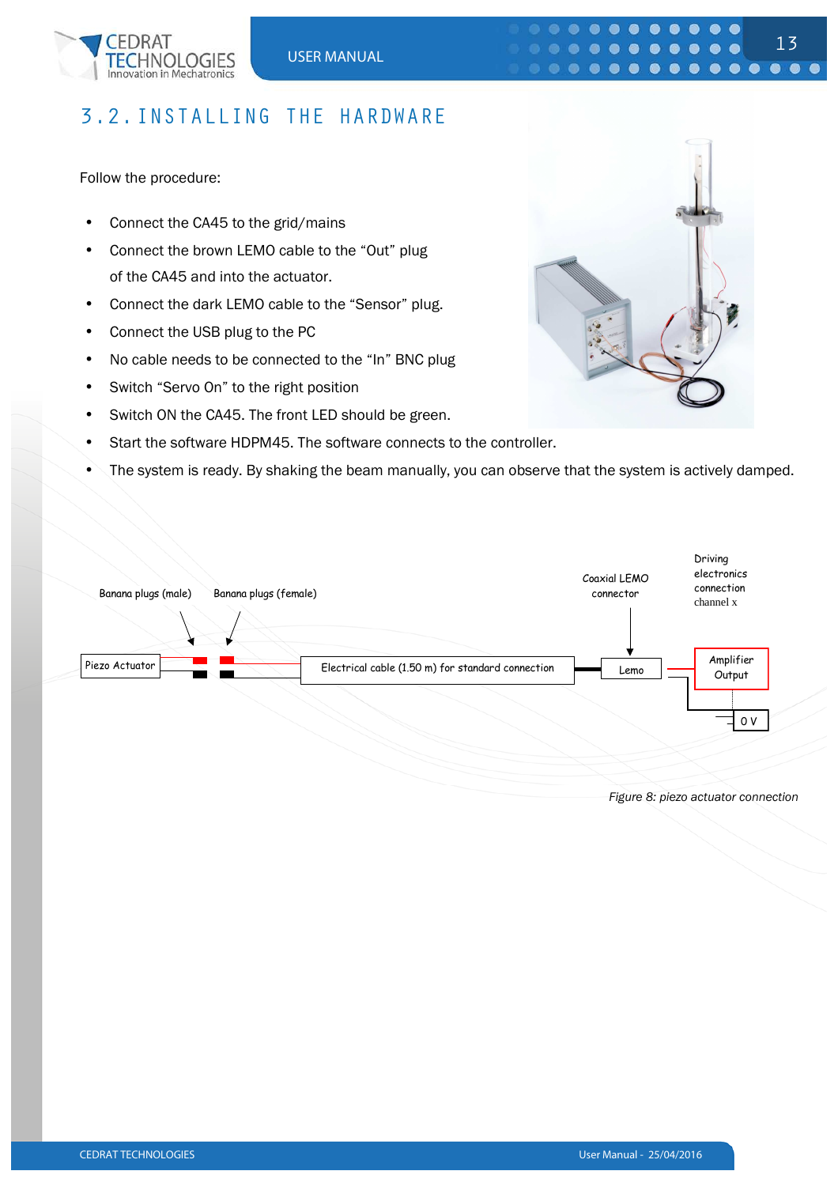## 3.2. INSTALLING THE HARDWARE

Follow the procedure:

- Connect the CA45 to the grid/mains
- Connect the brown LEMO cable to the “Out” plug of the CA45 and into the actuator.
- Connect the dark LEMO cable to the “Sensor” plug.
- Connect the USB plug to the PC
- No cable needs to be connected to the “In” BNC plug
- Switch “Servo On” to the right position
- Switch ON the CA45. The front LED should be green.
- Start the software HDPM45. The software connects to the controller.
- The system is ready. By shaking the beam manually, you can observe that the system is actively damped.

Banana plugs (male) Banana plugs (female) Coaxial LEMO connector Driving electronics connection channel x

Piezo Actuator Electrical cable (1.50 m) for standard connection Lemo Amplifier Output 0 V

*Figure 8: piezo actuator connection*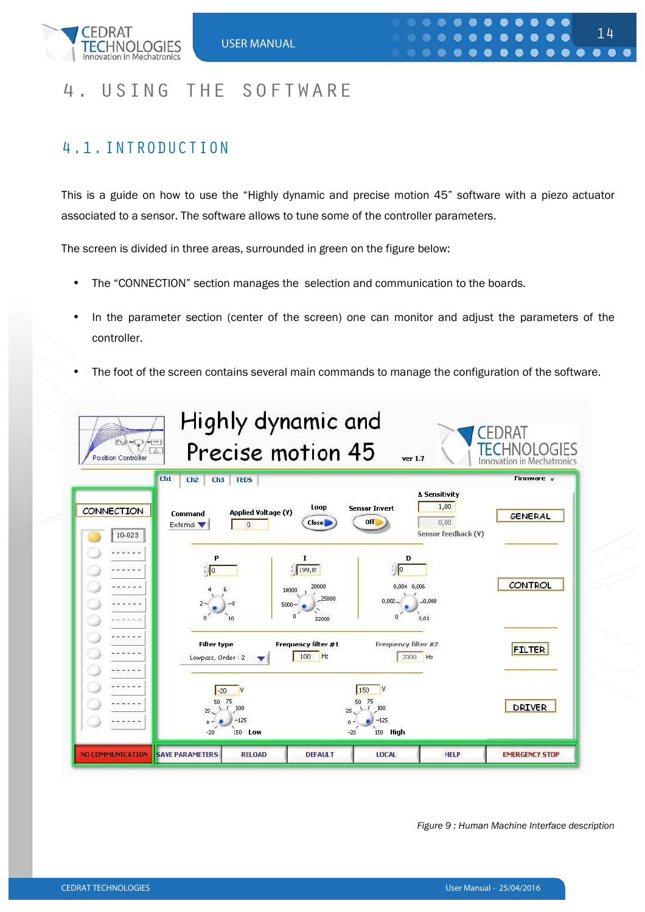# 4. USING THE SOFTWARE

## 4.1. INTRODUCTION

This is a guide on how to use the “Highly dynamic and precise motion 45” software with a piezo actuator associated to a sensor. The software allows to tune some of the controller parameters.

The screen is divided in three areas, surrounded in green on the figure below:

- The “CONNECTION” section manages the selection and communication to the boards.
- In the parameter section (center of the screen) one can monitor and adjust the parameters of the controller.
- The foot of the screen contains several main commands to manage the configuration of the software.

*Figure 9 : Human Machine Interface description*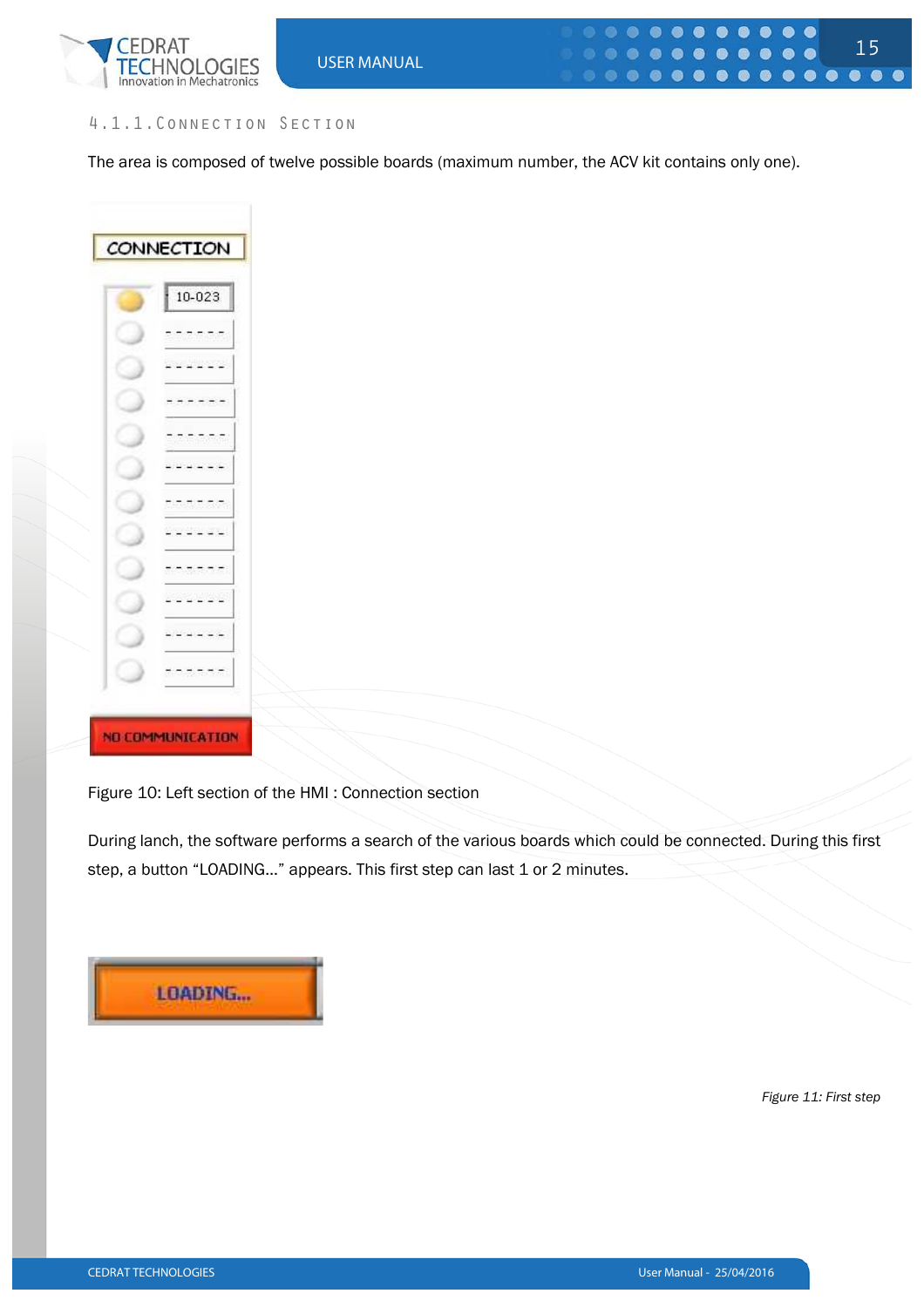#### 4.1.1. Connection Section

The area is composed of twelve possible boards (maximum number, the ACV kit contains only one).

Figure 10: Left section of the HMI : Connection section

During lanch, the software performs a search of the various boards which could be connected. During this first step, a button “LOADING…” appears. This first step can last 1 or 2 minutes.

*Figure 11: First step*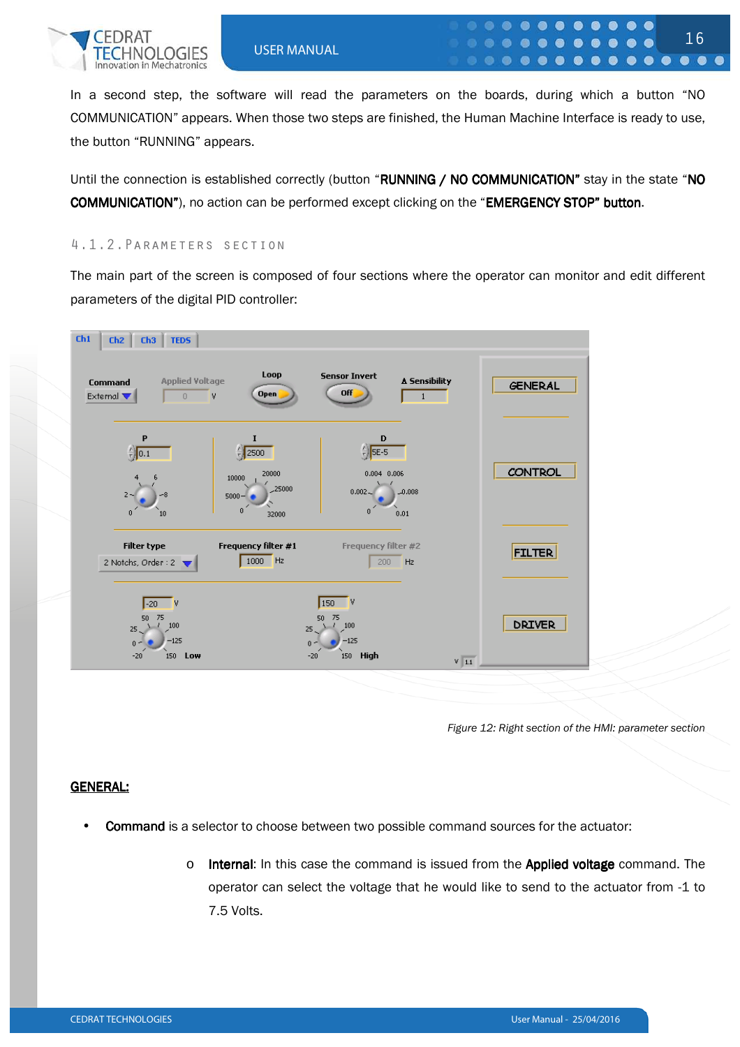In a second step, the software will read the parameters on the boards, during which a button "NO COMMUNICATION" appears. When those two steps are finished, the Human Machine Interface is ready to use, the button "RUNNING" appears.

Until the connection is established correctly (button "**RUNNING / NO COMMUNICATION**" stay in the state "**NO COMMUNICATION**"), no action can be performed except clicking on the "**EMERGENCY STOP" button**.

### 4.1.2. Parameters section

The main part of the screen is composed of four sections where the operator can monitor and edit different parameters of the digital PID controller:

*Figure 12: Right section of the HMI: parameter section*

## GENERAL:

- **Command** is a selector to choose between two possible command sources for the actuator:
  - **Internal**: In this case the command is issued from the **Applied voltage** command. The operator can select the voltage that he would like to send to the actuator from -1 to 7.5 Volts.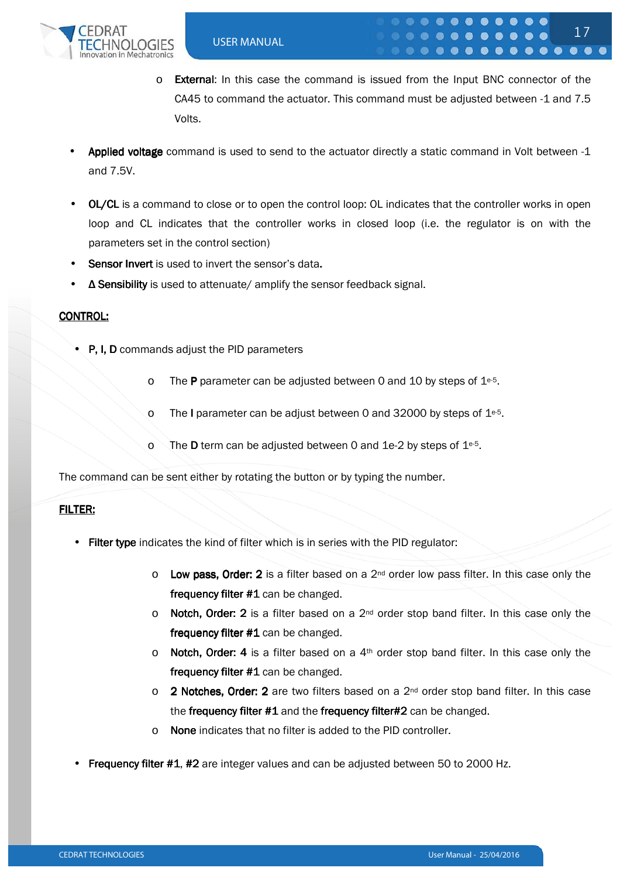- **External**: In this case the command is issued from the Input BNC connector of the CA45 to command the actuator. This command must be adjusted between -1 and 7.5 Volts.

- **Applied voltage** command is used to send to the actuator directly a static command in Volt between -1 and 7.5V.

- **OL/CL** is a command to close or to open the control loop: OL indicates that the controller works in open loop and CL indicates that the controller works in closed loop (i.e. the regulator is on with the parameters set in the control section)
- **Sensor Invert** is used to invert the sensor's data.
- **Δ Sensibility** is used to attenuate/ amplify the sensor feedback signal.

**CONTROL:**

- **P, I, D** commands adjust the PID parameters
  - The **P** parameter can be adjusted between 0 and 10 by steps of $1^{e-5}$.
  - The **I** parameter can be adjust between 0 and 32000 by steps of $1^{e-5}$.
  - The **D** term can be adjusted between 0 and 1e-2 by steps of $1^{e-5}$.

The command can be sent either by rotating the button or by typing the number.

**FILTER:**

- **Filter type** indicates the kind of filter which is in series with the PID regulator:
  - **Low pass, Order: 2** is a filter based on a 2nd order low pass filter. In this case only the **frequency filter #1** can be changed.
  - **Notch, Order: 2** is a filter based on a 2nd order stop band filter. In this case only the **frequency filter #1** can be changed.
  - **Notch, Order: 4** is a filter based on a 4th order stop band filter. In this case only the **frequency filter #1** can be changed.
  - **2 Notches, Order: 2** are two filters based on a 2nd order stop band filter. In this case the **frequency filter #1** and the **frequency filter#2** can be changed.
  - **None** indicates that no filter is added to the PID controller.

- **Frequency filter #1**, **#2** are integer values and can be adjusted between 50 to 2000 Hz.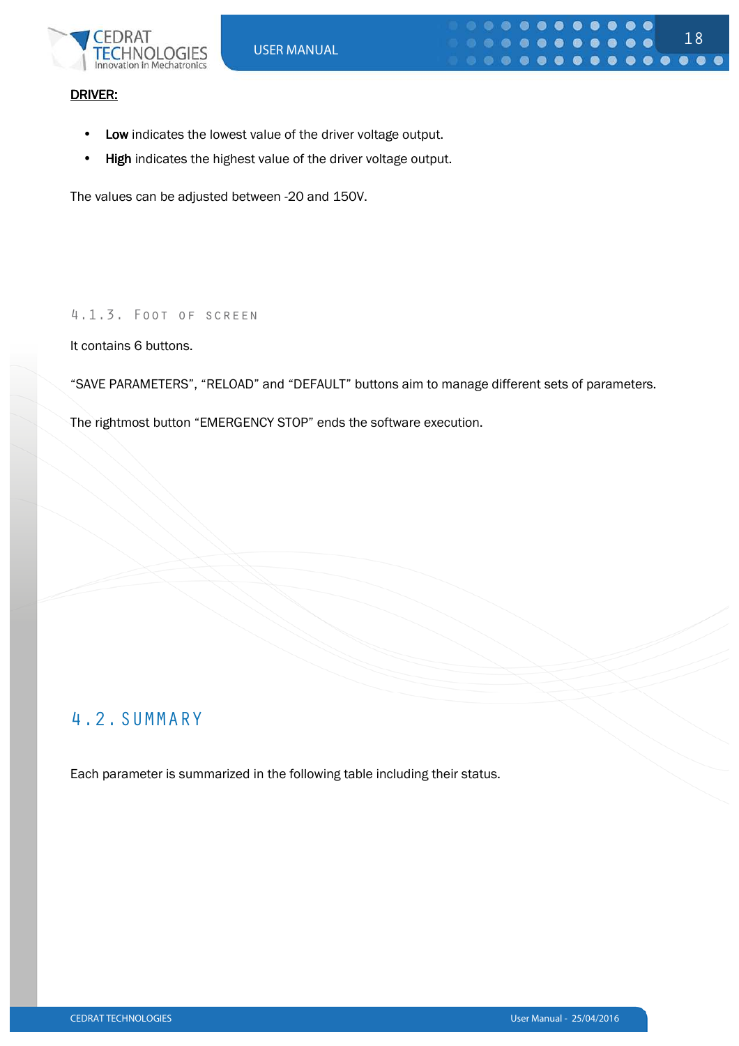**DRIVER:**

- **Low** indicates the lowest value of the driver voltage output.
- **High** indicates the highest value of the driver voltage output.

The values can be adjusted between -20 and 150V.

#### 4.1.3. Foot of screen

It contains 6 buttons.

“SAVE PARAMETERS”, “RELOAD” and “DEFAULT” buttons aim to manage different sets of parameters.

The rightmost button “EMERGENCY STOP” ends the software execution.

## 4.2. SUMMARY

Each parameter is summarized in the following table including their status.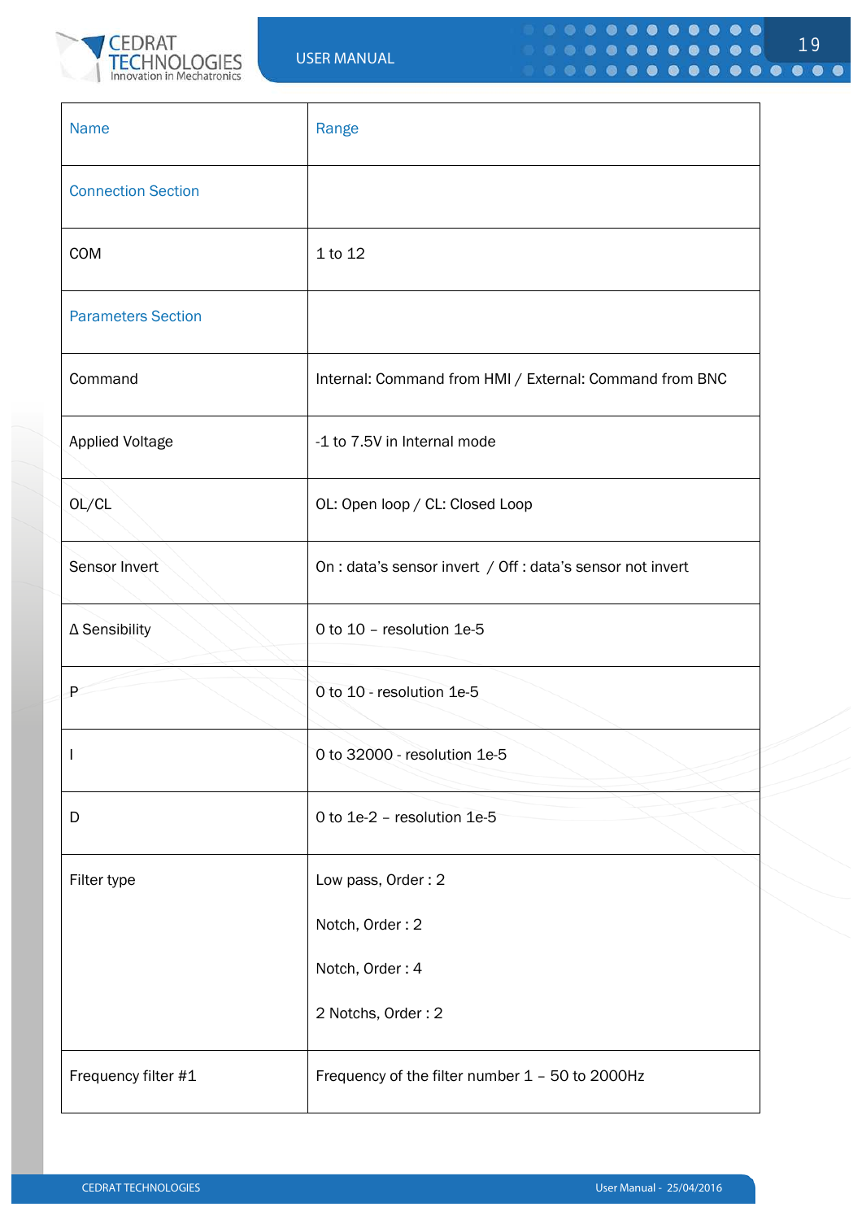| Name | Range |
| --- | --- |
| Connection Section | |
| COM | 1 to 12 |
| Parameters Section | |
| Command | Internal: Command from HMI / External: Command from BNC |
| Applied Voltage | -1 to 7.5V in Internal mode |
| OL/CL | OL: Open loop / CL: Closed Loop |
| Sensor Invert | On : data's sensor invert / Off : data's sensor not invert |
| Δ Sensibility | 0 to 10 – resolution 1e-5 |
| P | 0 to 10 - resolution 1e-5 |
| I | 0 to 32000 - resolution 1e-5 |
| D | 0 to 1e-2 – resolution 1e-5 |
| Filter type | Low pass, Order : 2<br>Notch, Order : 2<br>Notch, Order : 4<br>2 Notchs, Order : 2 |
| Frequency filter #1 | Frequency of the filter number 1 – 50 to 2000Hz |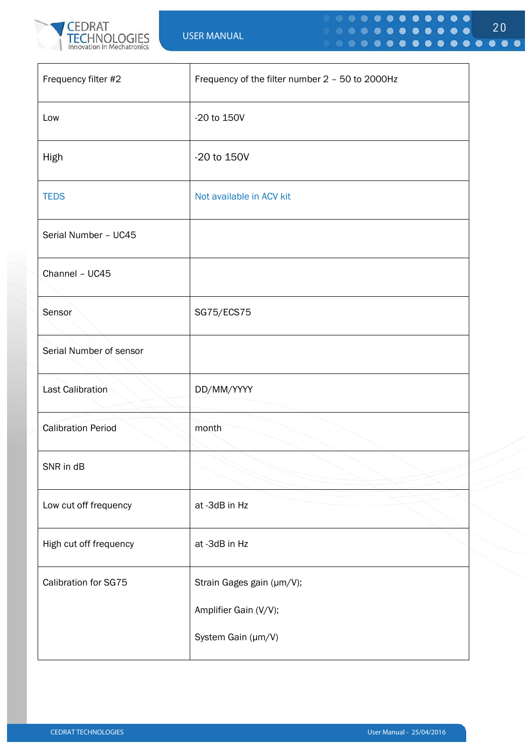| Frequency filter #2 | Frequency of the filter number 2 – 50 to 2000Hz |
|---|---|
| Low | -20 to 150V |
| High | -20 to 150V |
| TEDS | Not available in ACV kit |
| Serial Number – UC45 | |
| Channel – UC45 | |
| Sensor | SG75/ECS75 |
| Serial Number of sensor | |
| Last Calibration | DD/MM/YYYY |
| Calibration Period | month |
| SNR in dB | |
| Low cut off frequency | at -3dB in Hz |
| High cut off frequency | at -3dB in Hz |
| Calibration for SG75 | Strain Gages gain (µm/V);<br><br>Amplifier Gain (V/V);<br><br>System Gain (µm/V) |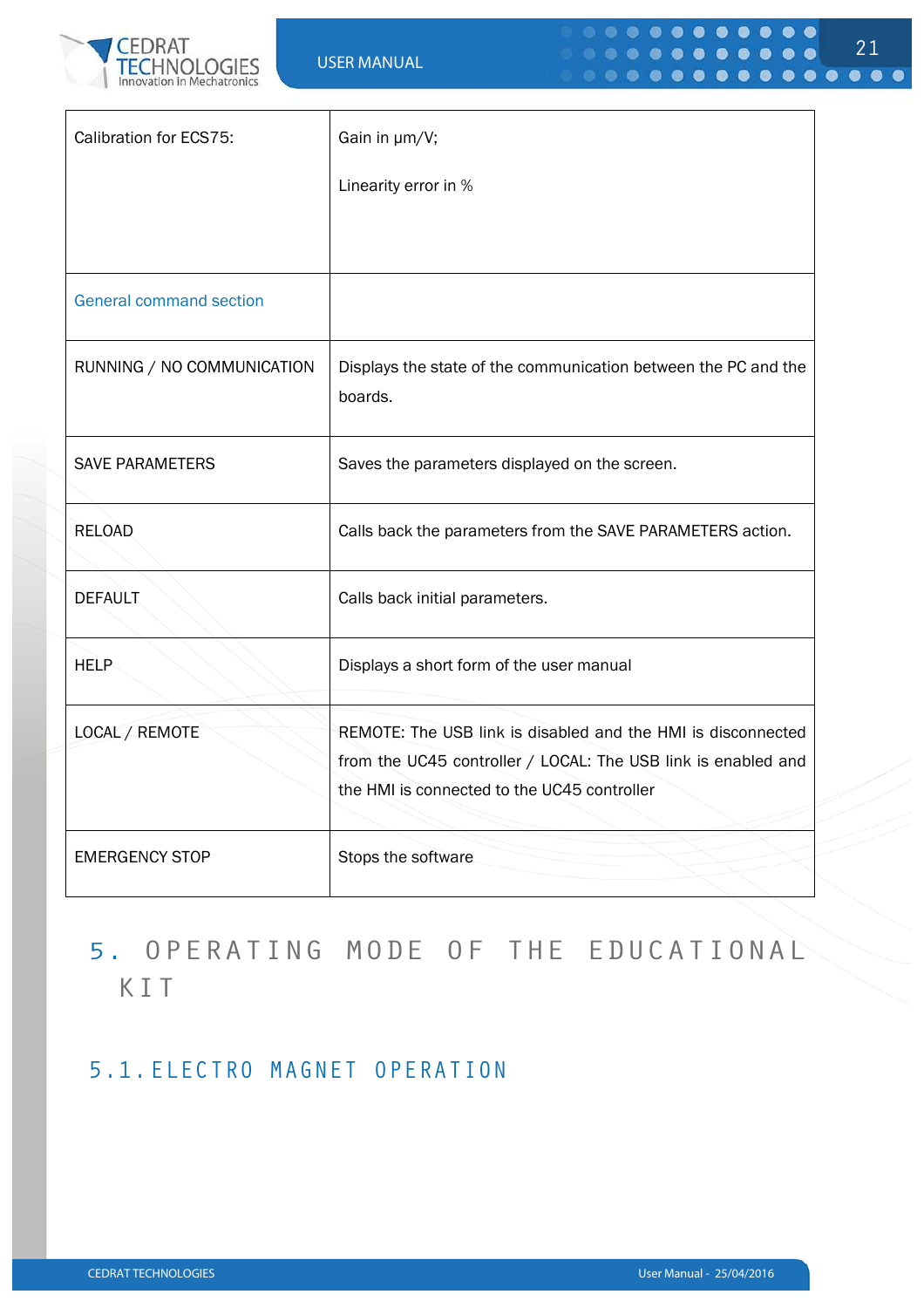| | |
|---|---|
| Calibration for ECS75: | Gain in µm/V;<br><br>Linearity error in % |
| General command section | |
| RUNNING / NO COMMUNICATION | Displays the state of the communication between the PC and the boards. |
| SAVE PARAMETERS | Saves the parameters displayed on the screen. |
| RELOAD | Calls back the parameters from the SAVE PARAMETERS action. |
| DEFAULT | Calls back initial parameters. |
| HELP | Displays a short form of the user manual |
| LOCAL / REMOTE | REMOTE: The USB link is disabled and the HMI is disconnected from the UC45 controller / LOCAL: The USB link is enabled and the HMI is connected to the UC45 controller |
| EMERGENCY STOP | Stops the software |

# 5. OPERATING MODE OF THE EDUCATIONAL KIT

## 5.1. ELECTRO MAGNET OPERATION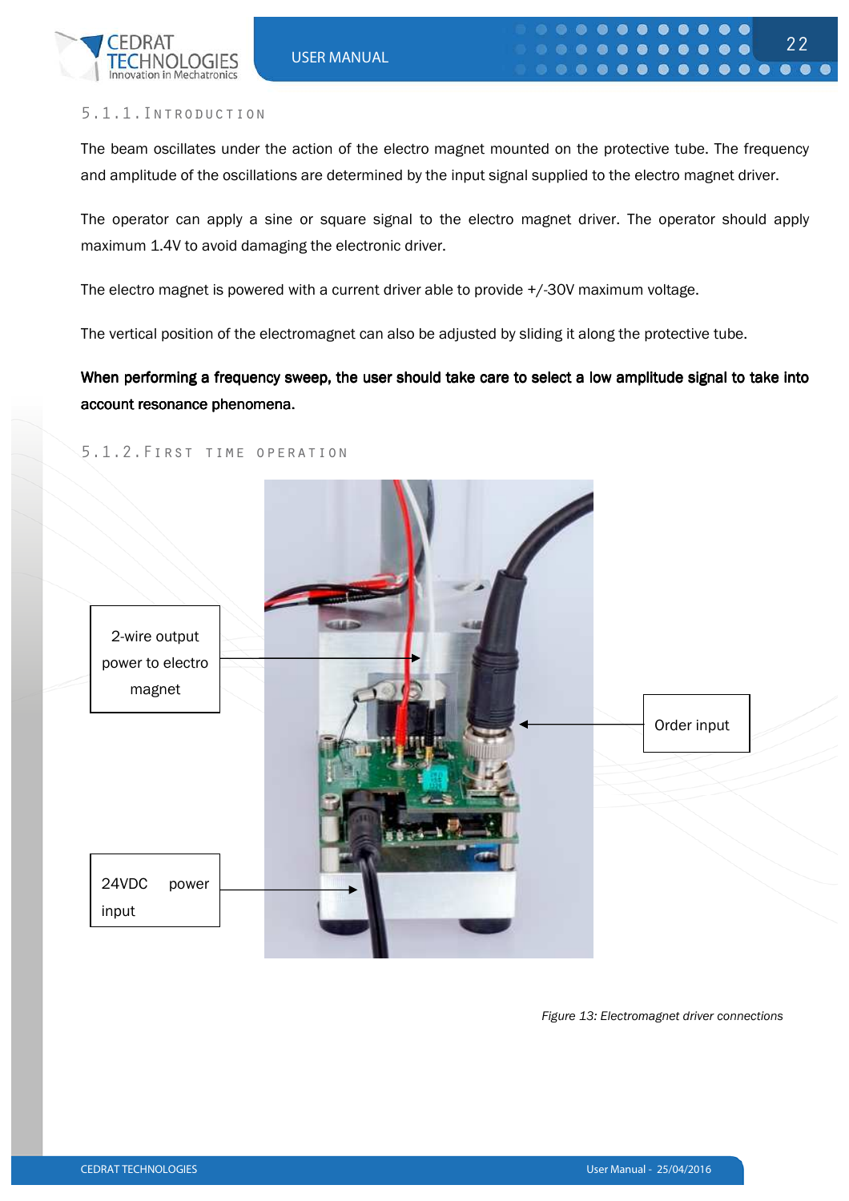### 5.1.1. Introduction

The beam oscillates under the action of the electro magnet mounted on the protective tube. The frequency and amplitude of the oscillations are determined by the input signal supplied to the electro magnet driver.

The operator can apply a sine or square signal to the electro magnet driver. The operator should apply maximum 1.4V to avoid damaging the electronic driver.

The electro magnet is powered with a current driver able to provide +/-30V maximum voltage.

The vertical position of the electromagnet can also be adjusted by sliding it along the protective tube.

**When performing a frequency sweep, the user should take care to select a low amplitude signal to take into account resonance phenomena.**

### 5.1.2. First time operation

2-wire output power to electro magnet

Order input

24VDC power input

*Figure 13: Electromagnet driver connections*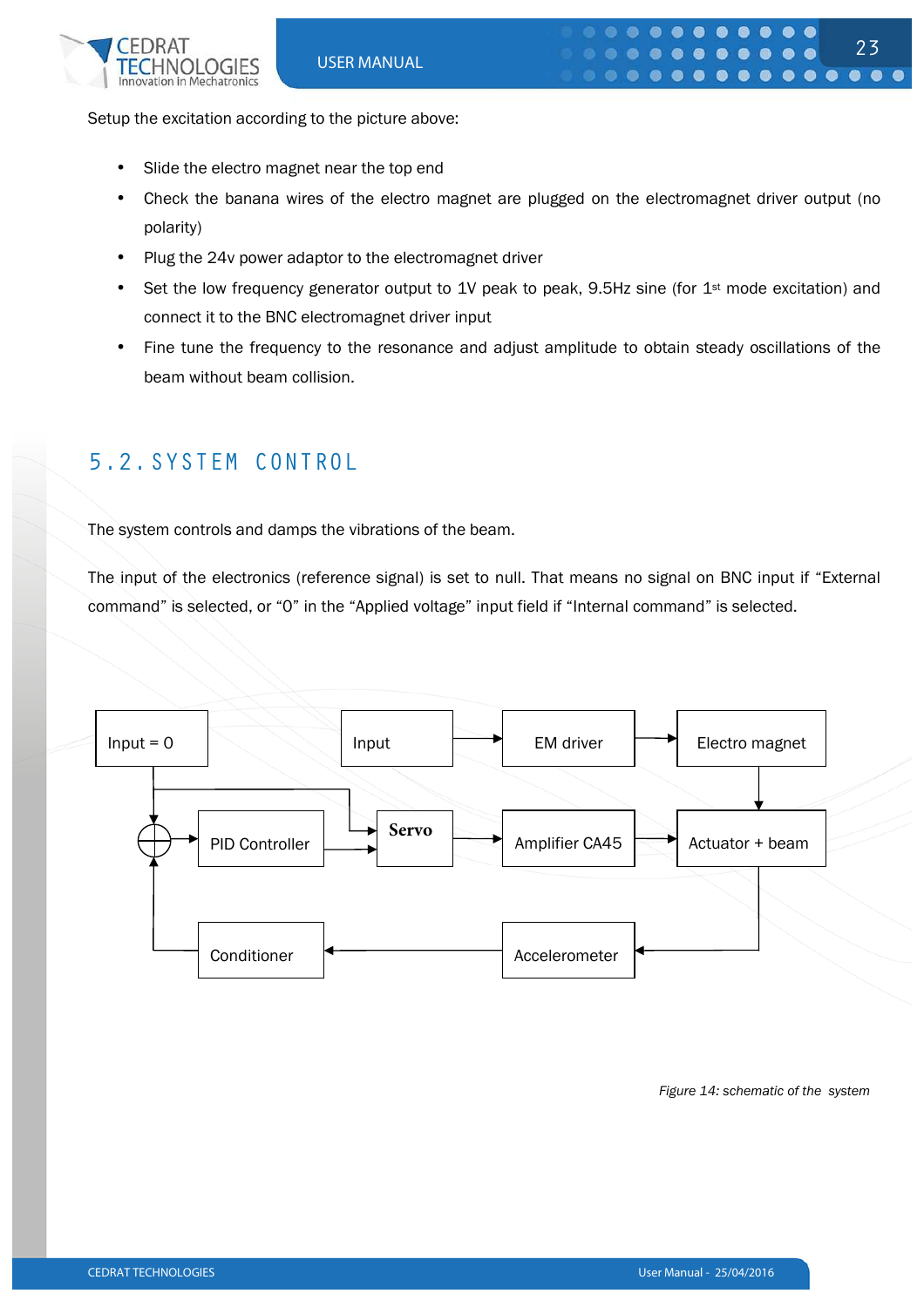Setup the excitation according to the picture above:

- Slide the electro magnet near the top end
- Check the banana wires of the electro magnet are plugged on the electromagnet driver output (no polarity)
- Plug the 24v power adaptor to the electromagnet driver
- Set the low frequency generator output to 1V peak to peak, 9.5Hz sine (for 1st mode excitation) and connect it to the BNC electromagnet driver input
- Fine tune the frequency to the resonance and adjust amplitude to obtain steady oscillations of the beam without beam collision.

## 5.2. SYSTEM CONTROL

The system controls and damps the vibrations of the beam.

The input of the electronics (reference signal) is set to null. That means no signal on BNC input if "External command" is selected, or "0" in the "Applied voltage" input field if "Internal command" is selected.

Input = 0

Input

EM driver

Electro magnet

PID Controller

Servo

Amplifier CA45

Actuator + beam

Conditioner

Accelerometer

*Figure 14: schematic of the system*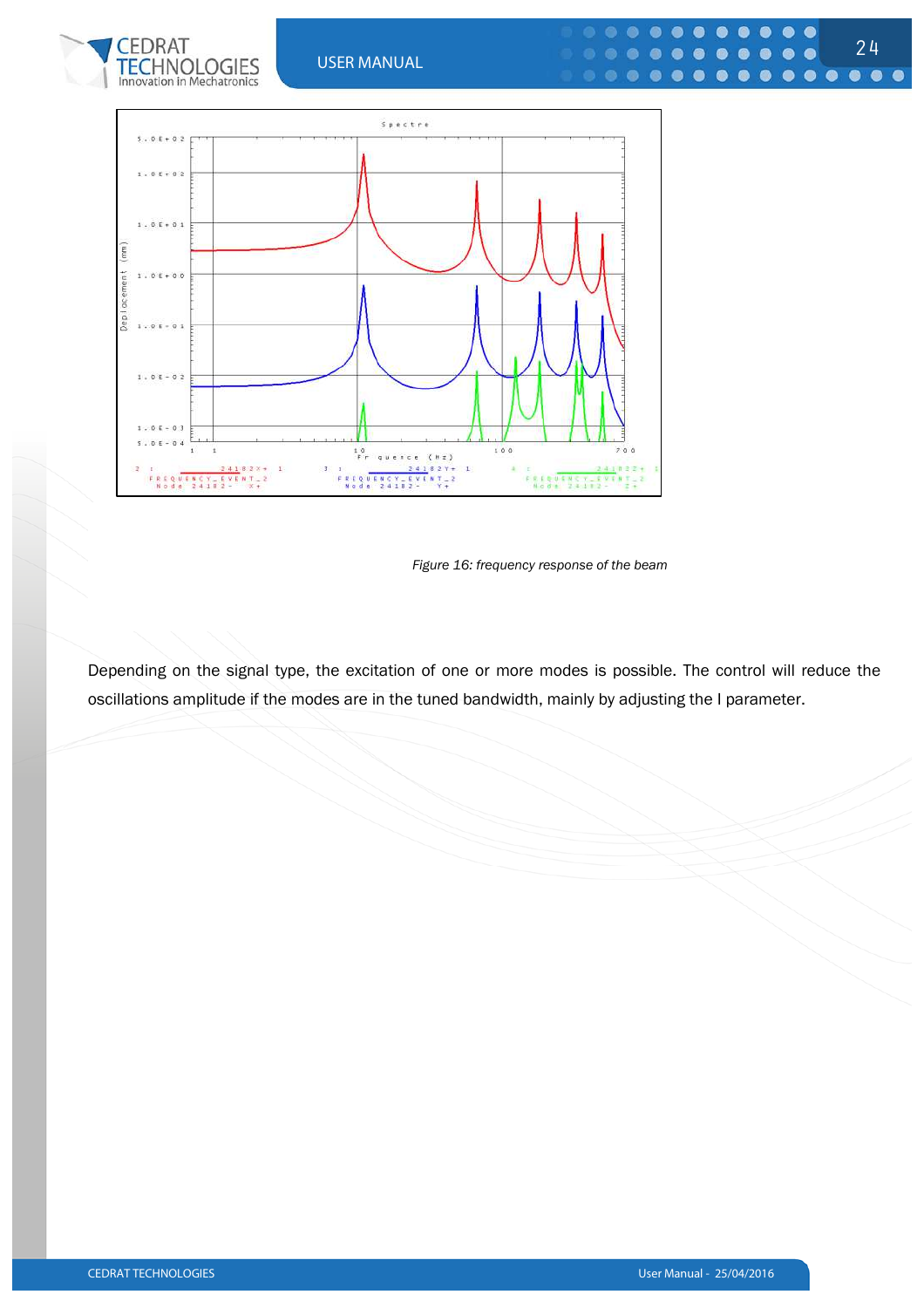Figure 16: frequency response of the beam

Depending on the signal type, the excitation of one or more modes is possible. The control will reduce the oscillations amplitude if the modes are in the tuned bandwidth, mainly by adjusting the I parameter.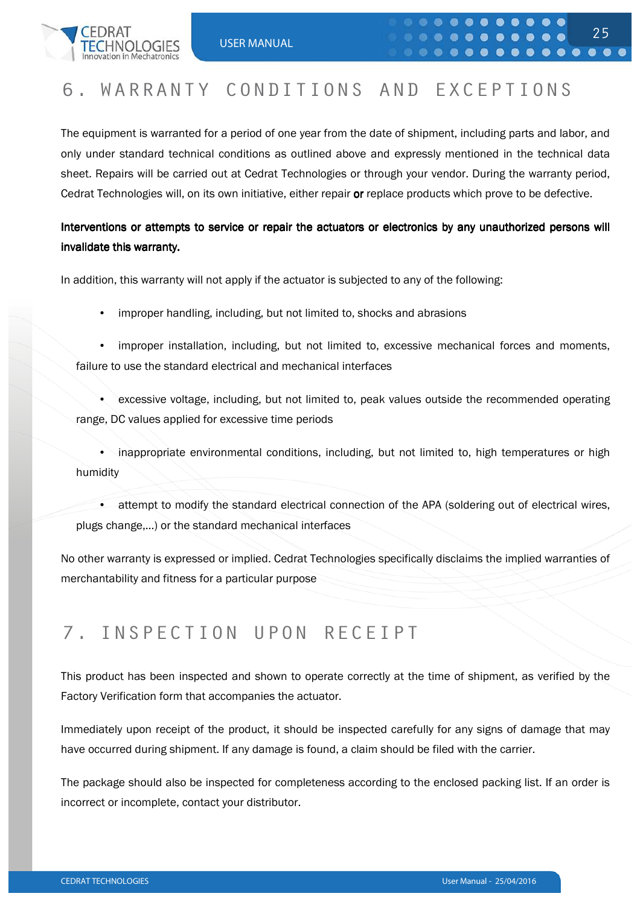# 6. WARRANTY CONDITIONS AND EXCEPTIONS

The equipment is warranted for a period of one year from the date of shipment, including parts and labor, and only under standard technical conditions as outlined above and expressly mentioned in the technical data sheet. Repairs will be carried out at Cedrat Technologies or through your vendor. During the warranty period, Cedrat Technologies will, on its own initiative, either repair **or** replace products which prove to be defective.

**Interventions or attempts to service or repair the actuators or electronics by any unauthorized persons will invalidate this warranty.**

In addition, this warranty will not apply if the actuator is subjected to any of the following:

- improper handling, including, but not limited to, shocks and abrasions
- improper installation, including, but not limited to, excessive mechanical forces and moments, failure to use the standard electrical and mechanical interfaces
- excessive voltage, including, but not limited to, peak values outside the recommended operating range, DC values applied for excessive time periods
- inappropriate environmental conditions, including, but not limited to, high temperatures or high humidity
- attempt to modify the standard electrical connection of the APA (soldering out of electrical wires, plugs change,...) or the standard mechanical interfaces

No other warranty is expressed or implied. Cedrat Technologies specifically disclaims the implied warranties of merchantability and fitness for a particular purpose

# 7. INSPECTION UPON RECEIPT

This product has been inspected and shown to operate correctly at the time of shipment, as verified by the Factory Verification form that accompanies the actuator.

Immediately upon receipt of the product, it should be inspected carefully for any signs of damage that may have occurred during shipment. If any damage is found, a claim should be filed with the carrier.

The package should also be inspected for completeness according to the enclosed packing list. If an order is incorrect or incomplete, contact your distributor.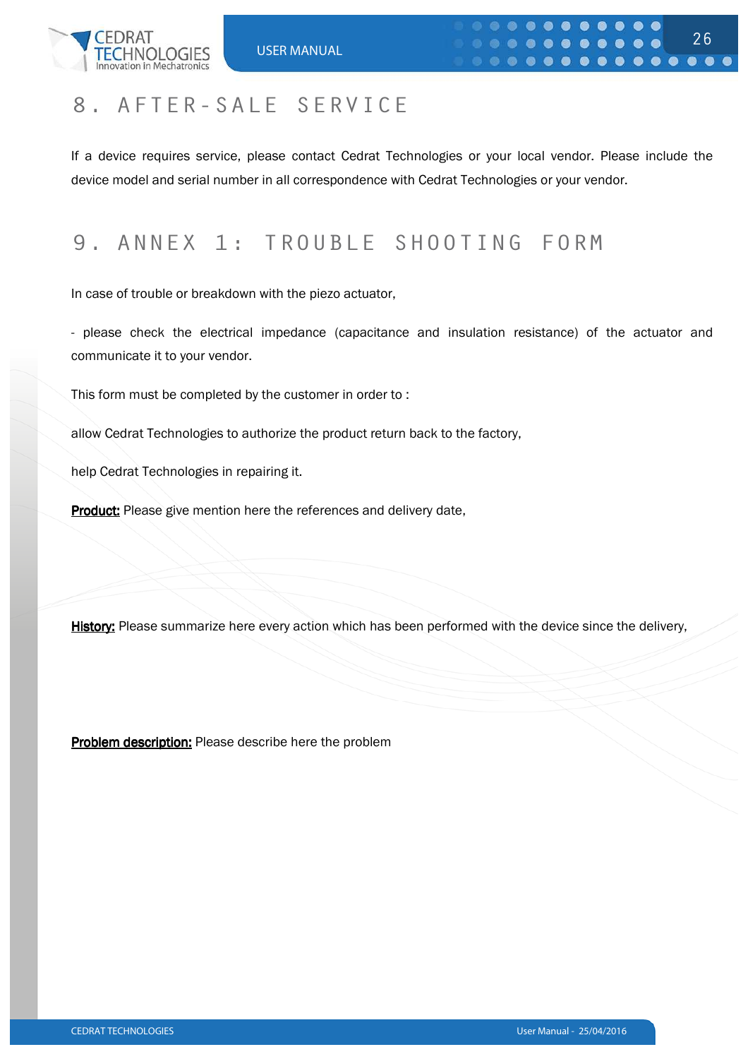# 8. AFTER-SALE SERVICE

If a device requires service, please contact Cedrat Technologies or your local vendor. Please include the device model and serial number in all correspondence with Cedrat Technologies or your vendor.

# 9. ANNEX 1: TROUBLE SHOOTING FORM

In case of trouble or breakdown with the piezo actuator,

- please check the electrical impedance (capacitance and insulation resistance) of the actuator and communicate it to your vendor.

This form must be completed by the customer in order to :

allow Cedrat Technologies to authorize the product return back to the factory,

help Cedrat Technologies in repairing it.

**Product:** Please give mention here the references and delivery date,

**History:** Please summarize here every action which has been performed with the device since the delivery,

**Problem description:** Please describe here the problem